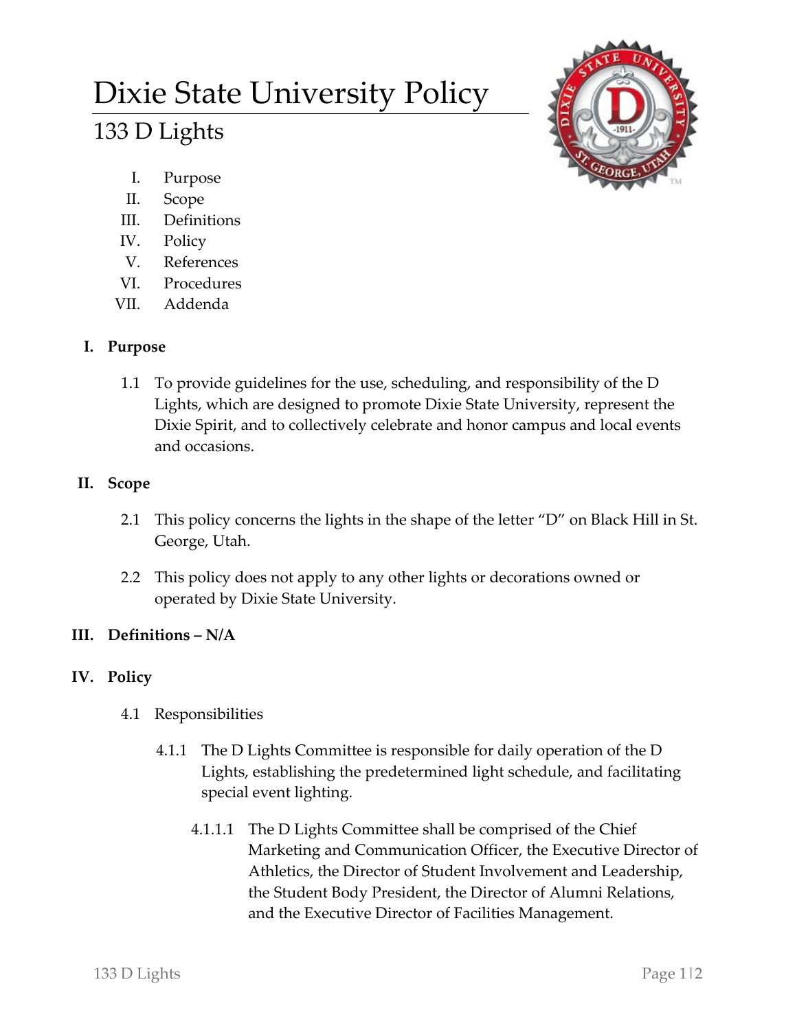# Dixie State University Policy

## 133 D Lights

I. Purpose
II. Scope
III. Definitions
IV. Policy
V. References
VI. Procedures
VII. Addenda

### I. Purpose

1.1 To provide guidelines for the use, scheduling, and responsibility of the D Lights, which are designed to promote Dixie State University, represent the Dixie Spirit, and to collectively celebrate and honor campus and local events and occasions.

### II. Scope

2.1 This policy concerns the lights in the shape of the letter "D" on Black Hill in St. George, Utah.

2.2 This policy does not apply to any other lights or decorations owned or operated by Dixie State University.

### III. Definitions – N/A

### IV. Policy

4.1 Responsibilities

4.1.1 The D Lights Committee is responsible for daily operation of the D Lights, establishing the predetermined light schedule, and facilitating special event lighting.

4.1.1.1 The D Lights Committee shall be comprised of the Chief Marketing and Communication Officer, the Executive Director of Athletics, the Director of Student Involvement and Leadership, the Student Body President, the Director of Alumni Relations, and the Executive Director of Facilities Management.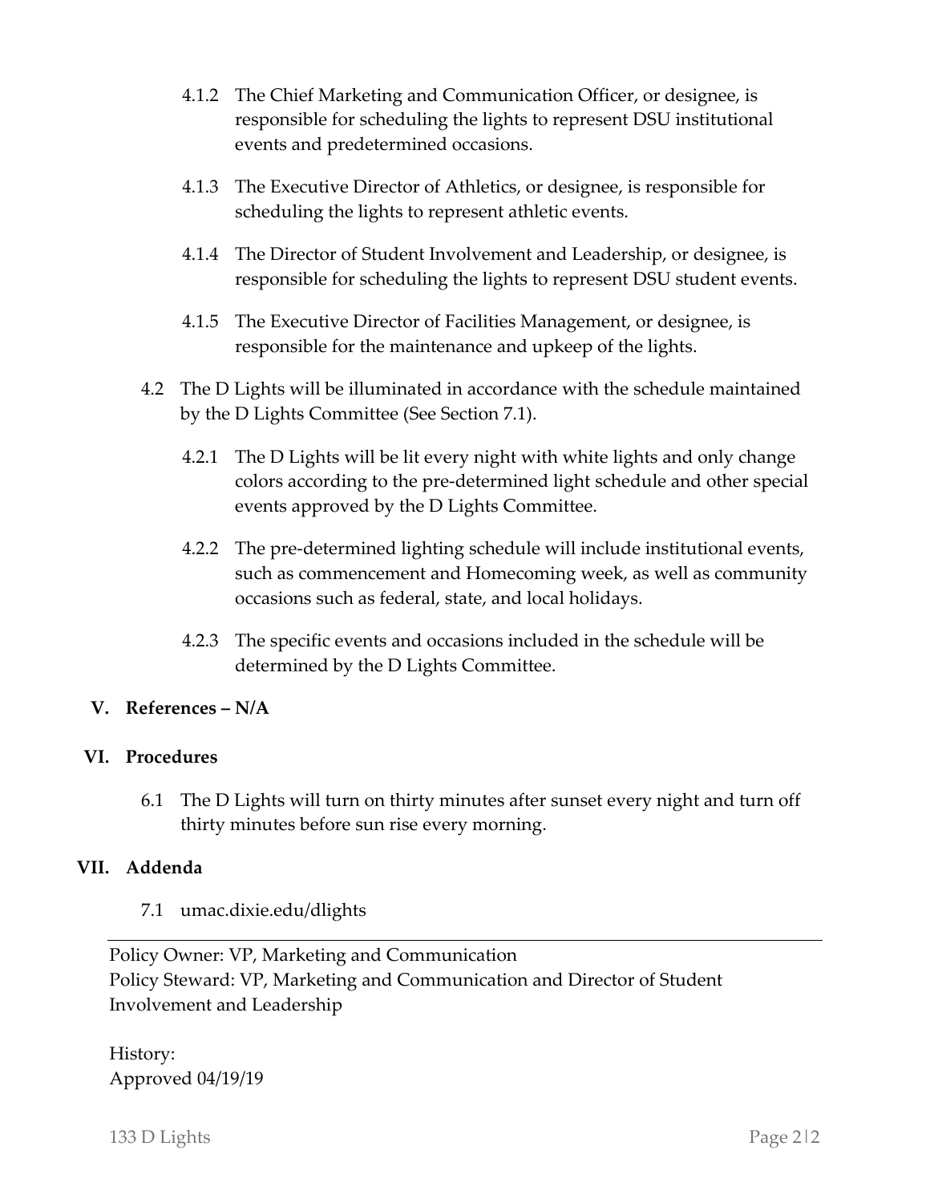4.1.2 The Chief Marketing and Communication Officer, or designee, is responsible for scheduling the lights to represent DSU institutional events and predetermined occasions.

4.1.3 The Executive Director of Athletics, or designee, is responsible for scheduling the lights to represent athletic events.

4.1.4 The Director of Student Involvement and Leadership, or designee, is responsible for scheduling the lights to represent DSU student events.

4.1.5 The Executive Director of Facilities Management, or designee, is responsible for the maintenance and upkeep of the lights.

4.2 The D Lights will be illuminated in accordance with the schedule maintained by the D Lights Committee (See Section 7.1).

4.2.1 The D Lights will be lit every night with white lights and only change colors according to the pre-determined light schedule and other special events approved by the D Lights Committee.

4.2.2 The pre-determined lighting schedule will include institutional events, such as commencement and Homecoming week, as well as community occasions such as federal, state, and local holidays.

4.2.3 The specific events and occasions included in the schedule will be determined by the D Lights Committee.

## V. References – N/A

## VI. Procedures

6.1 The D Lights will turn on thirty minutes after sunset every night and turn off thirty minutes before sun rise every morning.

## VII. Addenda

7.1 umac.dixie.edu/dlights

---

Policy Owner: VP, Marketing and Communication
Policy Steward: VP, Marketing and Communication and Director of Student Involvement and Leadership

History:
Approved 04/19/19